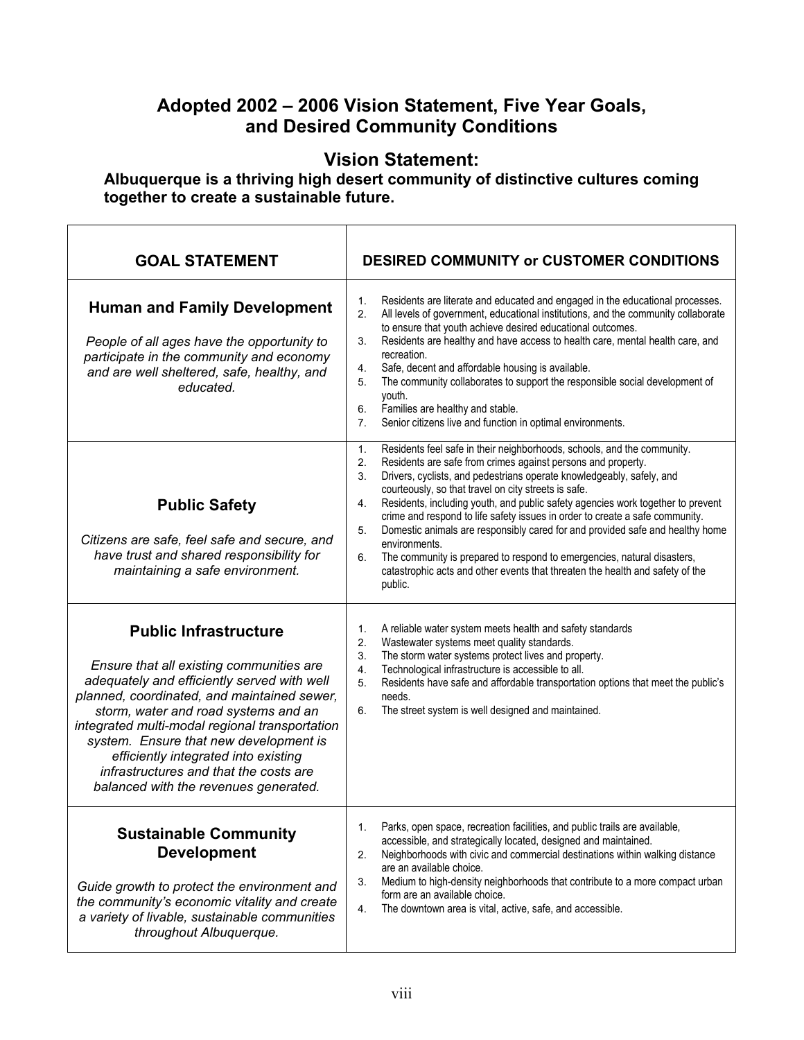# Adopted 2002 – 2006 Vision Statement, Five Year Goals, and Desired Community Conditions

## Vision Statement:

**Albuquerque is a thriving high desert community of distinctive cultures coming together to create a sustainable future.**

| GOAL STATEMENT | DESIRED COMMUNITY or CUSTOMER CONDITIONS |
|---|---|
| **Human and Family Development**<br><br>*People of all ages have the opportunity to participate in the community and economy and are well sheltered, safe, healthy, and educated.* | 1. Residents are literate and educated and engaged in the educational processes.<br>2. All levels of government, educational institutions, and the community collaborate to ensure that youth achieve desired educational outcomes.<br>3. Residents are healthy and have access to health care, mental health care, and recreation.<br>4. Safe, decent and affordable housing is available.<br>5. The community collaborates to support the responsible social development of youth.<br>6. Families are healthy and stable.<br>7. Senior citizens live and function in optimal environments. |
| **Public Safety**<br><br>*Citizens are safe, feel safe and secure, and have trust and shared responsibility for maintaining a safe environment.* | 1. Residents feel safe in their neighborhoods, schools, and the community.<br>2. Residents are safe from crimes against persons and property.<br>3. Drivers, cyclists, and pedestrians operate knowledgeably, safely, and courteously, so that travel on city streets is safe.<br>4. Residents, including youth, and public safety agencies work together to prevent crime and respond to life safety issues in order to create a safe community.<br>5. Domestic animals are responsibly cared for and provided safe and healthy home environments.<br>6. The community is prepared to respond to emergencies, natural disasters, catastrophic acts and other events that threaten the health and safety of the public. |
| **Public Infrastructure**<br><br>*Ensure that all existing communities are adequately and efficiently served with well planned, coordinated, and maintained sewer, storm, water and road systems and an integrated multi-modal regional transportation system. Ensure that new development is efficiently integrated into existing infrastructures and that the costs are balanced with the revenues generated.* | 1. A reliable water system meets health and safety standards<br>2. Wastewater systems meet quality standards.<br>3. The storm water systems protect lives and property.<br>4. Technological infrastructure is accessible to all.<br>5. Residents have safe and affordable transportation options that meet the public's needs.<br>6. The street system is well designed and maintained. |
| **Sustainable Community Development**<br><br>*Guide growth to protect the environment and the community's economic vitality and create a variety of livable, sustainable communities throughout Albuquerque.* | 1. Parks, open space, recreation facilities, and public trails are available, accessible, and strategically located, designed and maintained.<br>2. Neighborhoods with civic and commercial destinations within walking distance are an available choice.<br>3. Medium to high-density neighborhoods that contribute to a more compact urban form are an available choice.<br>4. The downtown area is vital, active, safe, and accessible. |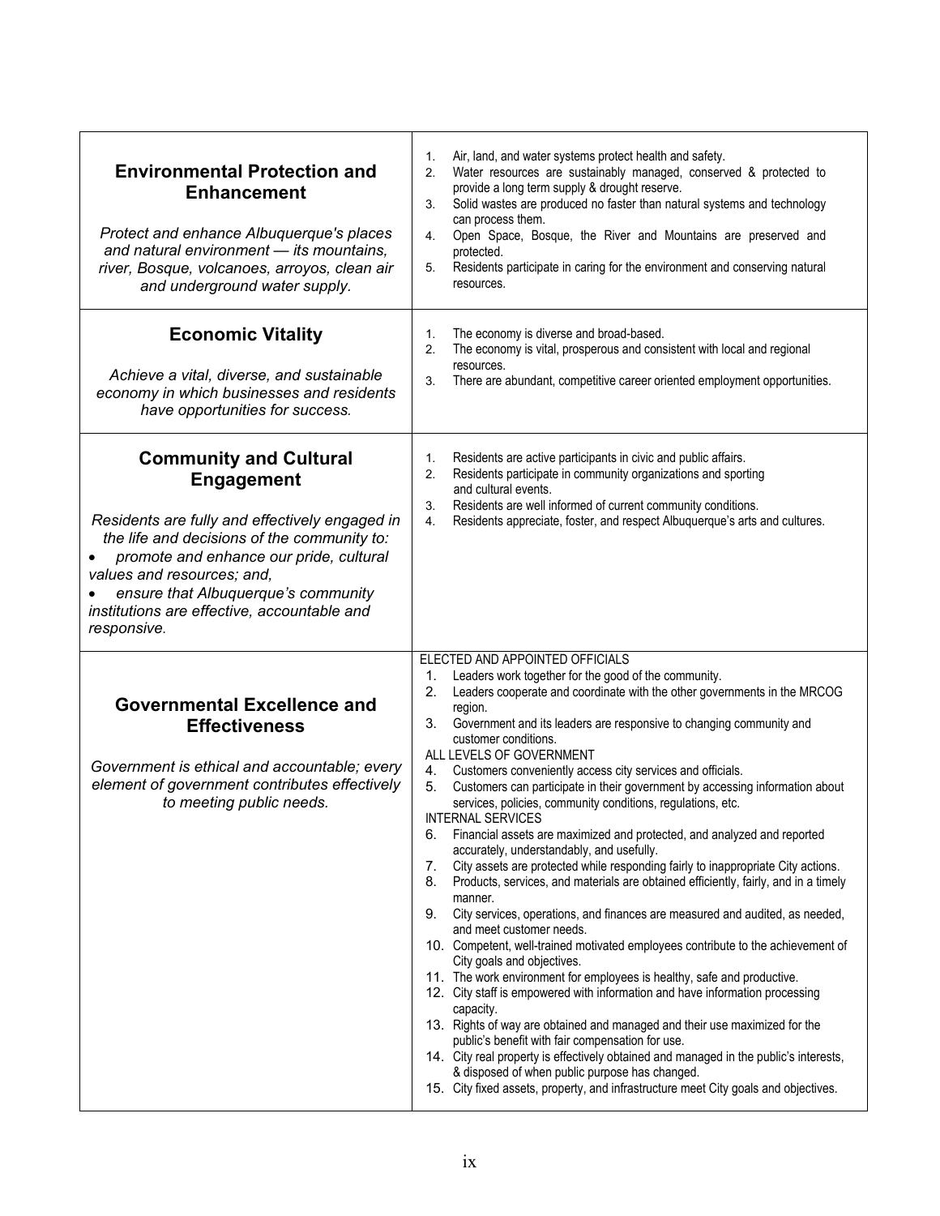| | |
|---|---|
| **Environmental Protection and Enhancement**<br><br>*Protect and enhance Albuquerque's places and natural environment — its mountains, river, Bosque, volcanoes, arroyos, clean air and underground water supply.* | 1. Air, land, and water systems protect health and safety.<br>2. Water resources are sustainably managed, conserved & protected to provide a long term supply & drought reserve.<br>3. Solid wastes are produced no faster than natural systems and technology can process them.<br>4. Open Space, Bosque, the River and Mountains are preserved and protected.<br>5. Residents participate in caring for the environment and conserving natural resources. |
| **Economic Vitality**<br><br>*Achieve a vital, diverse, and sustainable economy in which businesses and residents have opportunities for success.* | 1. The economy is diverse and broad-based.<br>2. The economy is vital, prosperous and consistent with local and regional resources.<br>3. There are abundant, competitive career oriented employment opportunities. |
| **Community and Cultural Engagement**<br><br>*Residents are fully and effectively engaged in the life and decisions of the community to:*<br>• *promote and enhance our pride, cultural values and resources; and,*<br>• *ensure that Albuquerque's community institutions are effective, accountable and responsive.* | 1. Residents are active participants in civic and public affairs.<br>2. Residents participate in community organizations and sporting and cultural events.<br>3. Residents are well informed of current community conditions.<br>4. Residents appreciate, foster, and respect Albuquerque's arts and cultures. |
| **Governmental Excellence and Effectiveness**<br><br>*Government is ethical and accountable; every element of government contributes effectively to meeting public needs.* | ELECTED AND APPOINTED OFFICIALS<br>1. Leaders work together for the good of the community.<br>2. Leaders cooperate and coordinate with the other governments in the MRCOG region.<br>3. Government and its leaders are responsive to changing community and customer conditions.<br>ALL LEVELS OF GOVERNMENT<br>4. Customers conveniently access city services and officials.<br>5. Customers can participate in their government by accessing information about services, policies, community conditions, regulations, etc.<br>INTERNAL SERVICES<br>6. Financial assets are maximized and protected, and analyzed and reported accurately, understandably, and usefully.<br>7. City assets are protected while responding fairly to inappropriate City actions.<br>8. Products, services, and materials are obtained efficiently, fairly, and in a timely manner.<br>9. City services, operations, and finances are measured and audited, as needed, and meet customer needs.<br>10. Competent, well-trained motivated employees contribute to the achievement of City goals and objectives.<br>11. The work environment for employees is healthy, safe and productive.<br>12. City staff is empowered with information and have information processing capacity.<br>13. Rights of way are obtained and managed and their use maximized for the public's benefit with fair compensation for use.<br>14. City real property is effectively obtained and managed in the public's interests, & disposed of when public purpose has changed.<br>15. City fixed assets, property, and infrastructure meet City goals and objectives. |